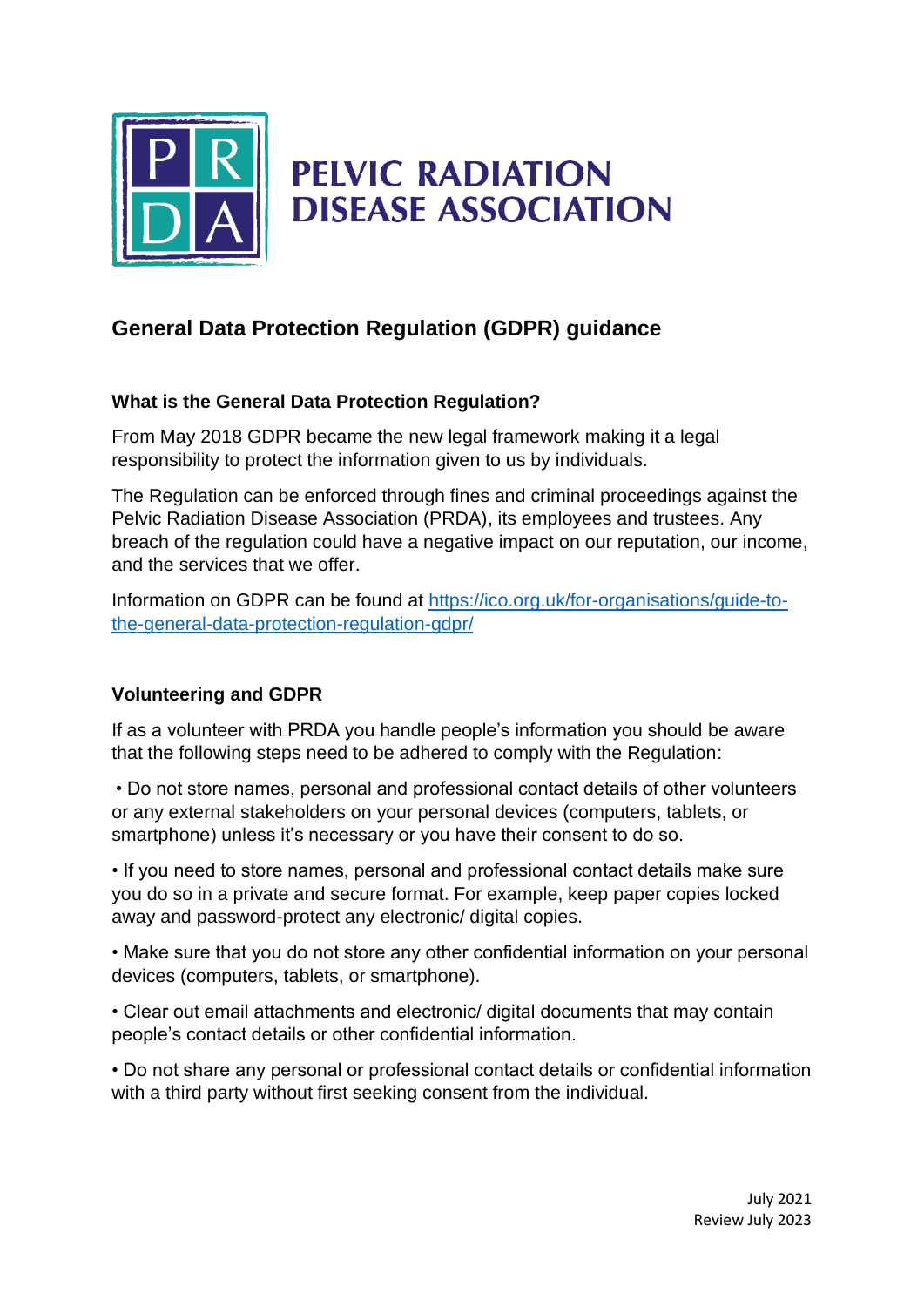# PELVIC RADIATION DISEASE ASSOCIATION

## General Data Protection Regulation (GDPR) guidance

### What is the General Data Protection Regulation?

From May 2018 GDPR became the new legal framework making it a legal responsibility to protect the information given to us by individuals.

The Regulation can be enforced through fines and criminal proceedings against the Pelvic Radiation Disease Association (PRDA), its employees and trustees. Any breach of the regulation could have a negative impact on our reputation, our income, and the services that we offer.

Information on GDPR can be found at [https://ico.org.uk/for-organisations/guide-to-the-general-data-protection-regulation-gdpr/](https://ico.org.uk/for-organisations/guide-to-the-general-data-protection-regulation-gdpr/)

### Volunteering and GDPR

If as a volunteer with PRDA you handle people's information you should be aware that the following steps need to be adhered to comply with the Regulation:

- Do not store names, personal and professional contact details of other volunteers or any external stakeholders on your personal devices (computers, tablets, or smartphone) unless it's necessary or you have their consent to do so.
- If you need to store names, personal and professional contact details make sure you do so in a private and secure format. For example, keep paper copies locked away and password-protect any electronic/ digital copies.
- Make sure that you do not store any other confidential information on your personal devices (computers, tablets, or smartphone).
- Clear out email attachments and electronic/ digital documents that may contain people's contact details or other confidential information.
- Do not share any personal or professional contact details or confidential information with a third party without first seeking consent from the individual.

July 2021
Review July 2023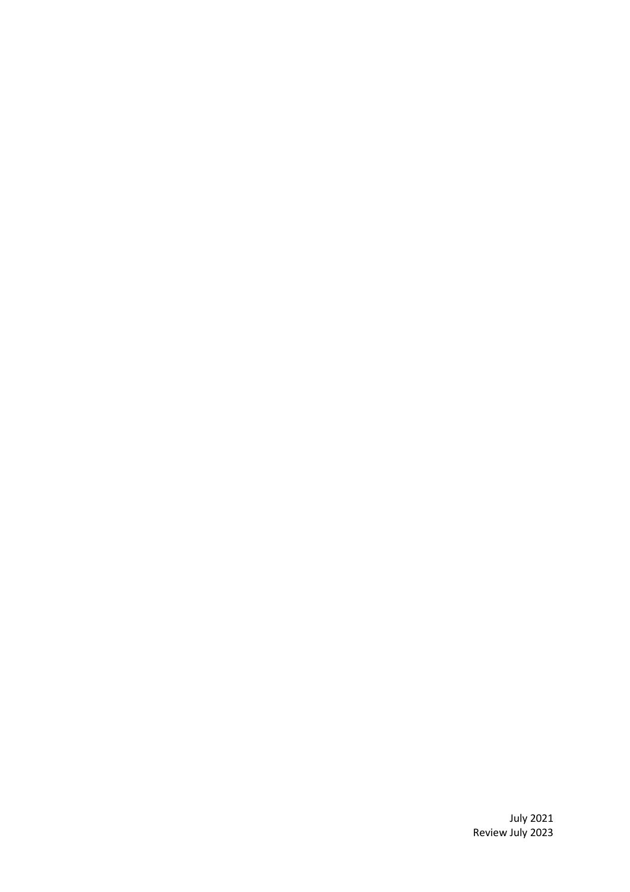July 2021
Review July 2023